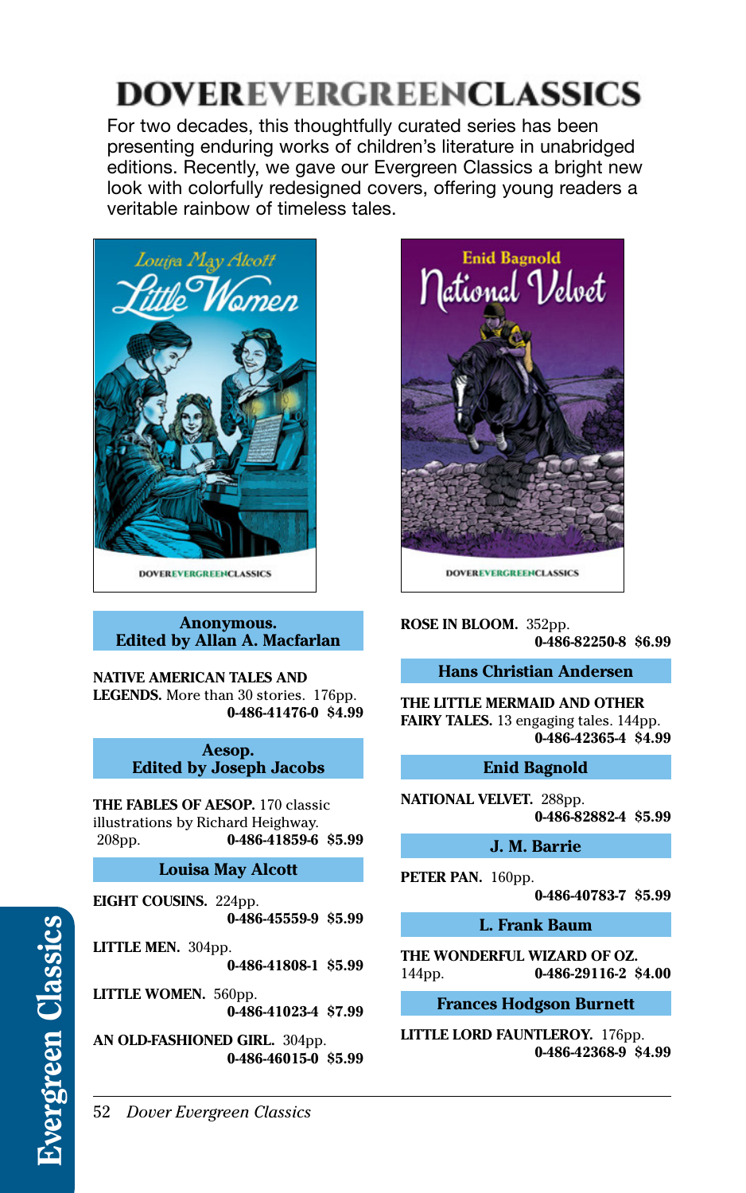# DOVER EVERGREEN CLASSICS

For two decades, this thoughtfully curated series has been presenting enduring works of children's literature in unabridged editions. Recently, we gave our Evergreen Classics a bright new look with colorfully redesigned covers, offering young readers a veritable rainbow of timeless tales.

### Anonymous. Edited by Allan A. Macfarlan

**NATIVE AMERICAN TALES AND LEGENDS.** More than 30 stories. 176pp.
**0-486-41476-0 $4.99**

### Aesop. Edited by Joseph Jacobs

**THE FABLES OF AESOP.** 170 classic illustrations by Richard Heighway. 208pp.
**0-486-41859-6 $5.99**

### Louisa May Alcott

**EIGHT COUSINS.** 224pp.
**0-486-45559-9 $5.99**

**LITTLE MEN.** 304pp.
**0-486-41808-1 $5.99**

**LITTLE WOMEN.** 560pp.
**0-486-41023-4 $7.99**

**AN OLD-FASHIONED GIRL.** 304pp.
**0-486-46015-0 $5.99**

**ROSE IN BLOOM.** 352pp.
**0-486-82250-8 $6.99**

### Hans Christian Andersen

**THE LITTLE MERMAID AND OTHER FAIRY TALES.** 13 engaging tales. 144pp.
**0-486-42365-4 $4.99**

### Enid Bagnold

**NATIONAL VELVET.** 288pp.
**0-486-82882-4 $5.99**

### J. M. Barrie

**PETER PAN.** 160pp.
**0-486-40783-7 $5.99**

### L. Frank Baum

**THE WONDERFUL WIZARD OF OZ.** 144pp.
**0-486-29116-2 $4.00**

### Frances Hodgson Burnett

**LITTLE LORD FAUNTLEROY.** 176pp.
**0-486-42368-9 $4.99**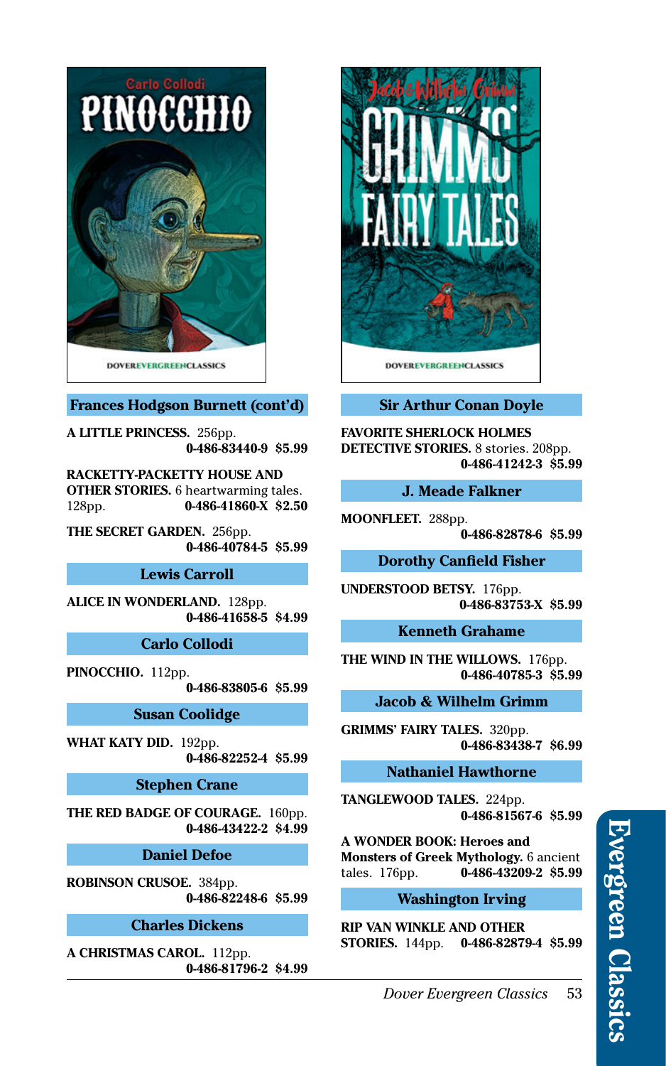## Frances Hodgson Burnett (cont'd)

**A LITTLE PRINCESS.** 256pp.
**0-486-83440-9 $5.99**

**RACKETTY-PACKETTY HOUSE AND OTHER STORIES.** 6 heartwarming tales. 128pp. **0-486-41860-X $2.50**

**THE SECRET GARDEN.** 256pp.
**0-486-40784-5 $5.99**

## Lewis Carroll

**ALICE IN WONDERLAND.** 128pp.
**0-486-41658-5 $4.99**

## Carlo Collodi

**PINOCCHIO.** 112pp.
**0-486-83805-6 $5.99**

## Susan Coolidge

**WHAT KATY DID.** 192pp.
**0-486-82252-4 $5.99**

## Stephen Crane

**THE RED BADGE OF COURAGE.** 160pp.
**0-486-43422-2 $4.99**

## Daniel Defoe

**ROBINSON CRUSOE.** 384pp.
**0-486-82248-6 $5.99**

## Charles Dickens

**A CHRISTMAS CAROL.** 112pp.
**0-486-81796-2 $4.99**

## Sir Arthur Conan Doyle

**FAVORITE SHERLOCK HOLMES DETECTIVE STORIES.** 8 stories. 208pp.
**0-486-41242-3 $5.99**

## J. Meade Falkner

**MOONFLEET.** 288pp.
**0-486-82878-6 $5.99**

## Dorothy Canfield Fisher

**UNDERSTOOD BETSY.** 176pp.
**0-486-83753-X $5.99**

## Kenneth Grahame

**THE WIND IN THE WILLOWS.** 176pp.
**0-486-40785-3 $5.99**

## Jacob & Wilhelm Grimm

**GRIMMS' FAIRY TALES.** 320pp.
**0-486-83438-7 $6.99**

## Nathaniel Hawthorne

**TANGLEWOOD TALES.** 224pp.
**0-486-81567-6 $5.99**

**A WONDER BOOK: Heroes and Monsters of Greek Mythology.** 6 ancient tales. 176pp. **0-486-43209-2 $5.99**

## Washington Irving

**RIP VAN WINKLE AND OTHER STORIES.** 144pp. **0-486-82879-4 $5.99**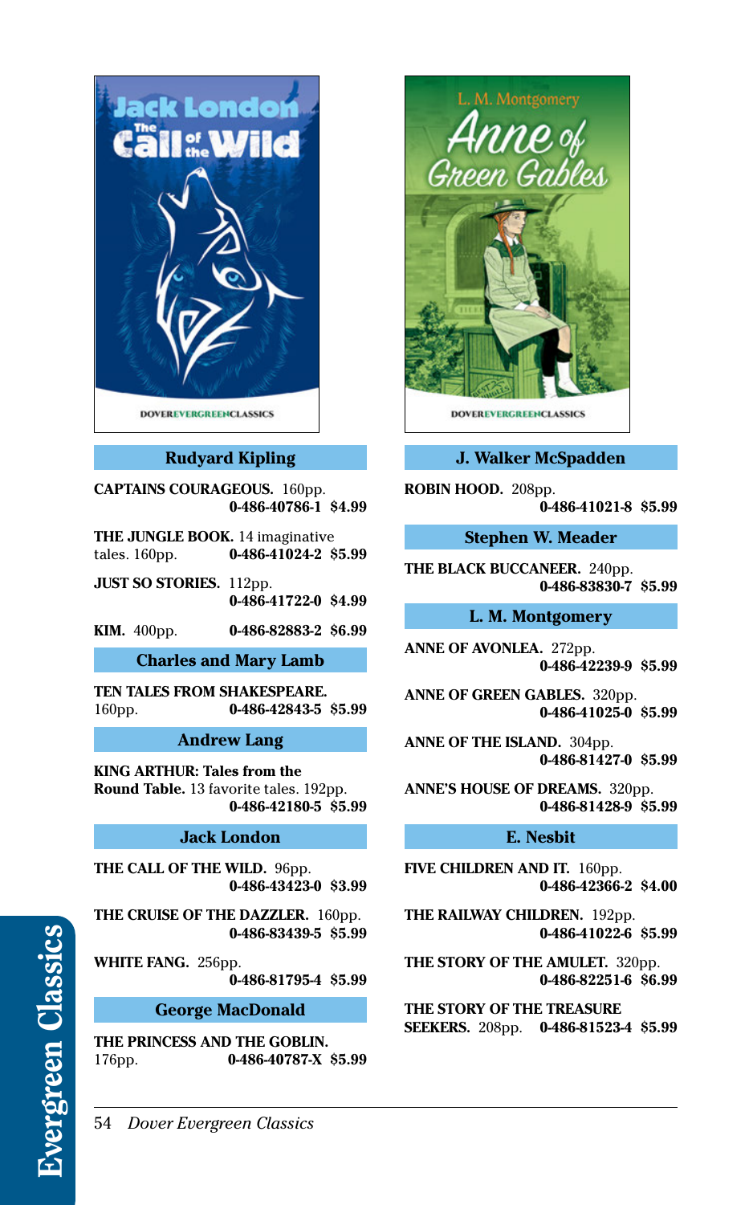## Rudyard Kipling

**CAPTAINS COURAGEOUS.** 160pp.
**0-486-40786-1 $4.99**

**THE JUNGLE BOOK.** 14 imaginative tales. 160pp. **0-486-41024-2 $5.99**

**JUST SO STORIES.** 112pp.
**0-486-41722-0 $4.99**

**KIM.** 400pp. **0-486-82883-2 $6.99**

## Charles and Mary Lamb

**TEN TALES FROM SHAKESPEARE.** 160pp. **0-486-42843-5 $5.99**

## Andrew Lang

**KING ARTHUR: Tales from the Round Table.** 13 favorite tales. 192pp.
**0-486-42180-5 $5.99**

## Jack London

**THE CALL OF THE WILD.** 96pp.
**0-486-43423-0 $3.99**

**THE CRUISE OF THE DAZZLER.** 160pp.
**0-486-83439-5 $5.99**

**WHITE FANG.** 256pp.
**0-486-81795-4 $5.99**

## George MacDonald

**THE PRINCESS AND THE GOBLIN.** 176pp. **0-486-40787-X $5.99**

## J. Walker McSpadden

**ROBIN HOOD.** 208pp.
**0-486-41021-8 $5.99**

## Stephen W. Meader

**THE BLACK BUCCANEER.** 240pp.
**0-486-83830-7 $5.99**

## L. M. Montgomery

**ANNE OF AVONLEA.** 272pp.
**0-486-42239-9 $5.99**

**ANNE OF GREEN GABLES.** 320pp.
**0-486-41025-0 $5.99**

**ANNE OF THE ISLAND.** 304pp.
**0-486-81427-0 $5.99**

**ANNE'S HOUSE OF DREAMS.** 320pp.
**0-486-81428-9 $5.99**

## E. Nesbit

**FIVE CHILDREN AND IT.** 160pp.
**0-486-42366-2 $4.00**

**THE RAILWAY CHILDREN.** 192pp.
**0-486-41022-6 $5.99**

**THE STORY OF THE AMULET.** 320pp.
**0-486-82251-6 $6.99**

**THE STORY OF THE TREASURE SEEKERS.** 208pp. **0-486-81523-4 $5.99**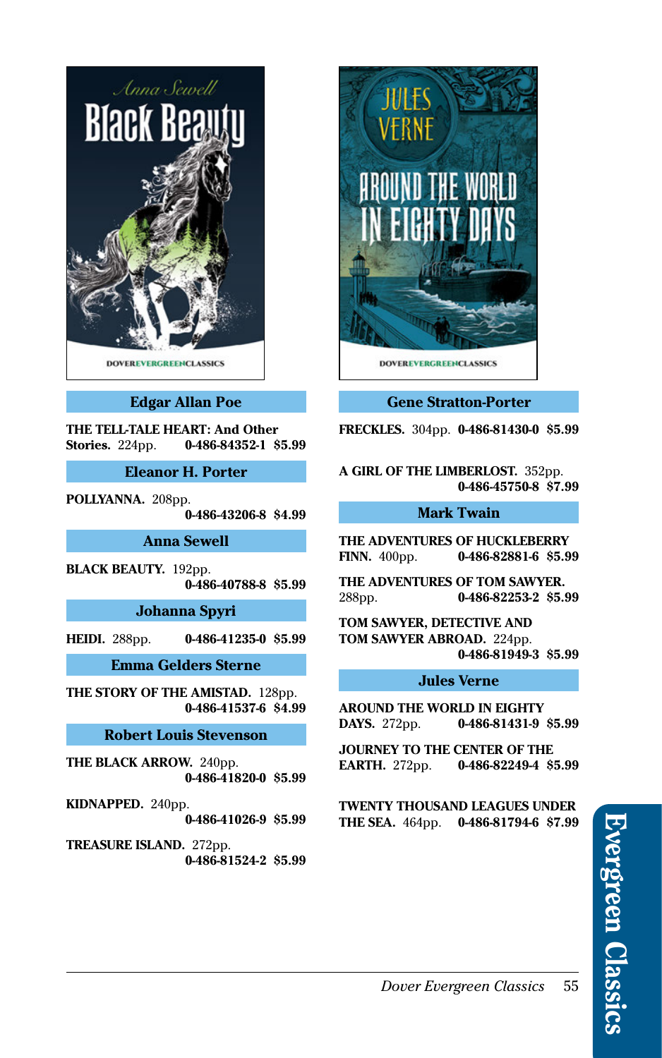## Edgar Allan Poe

**THE TELL-TALE HEART: And Other Stories.** 224pp. **0-486-84352-1 $5.99**

## Eleanor H. Porter

**POLLYANNA.** 208pp. **0-486-43206-8 $4.99**

## Anna Sewell

**BLACK BEAUTY.** 192pp. **0-486-40788-8 $5.99**

## Johanna Spyri

**HEIDI.** 288pp. **0-486-41235-0 $5.99**

## Emma Gelders Sterne

**THE STORY OF THE AMISTAD.** 128pp. **0-486-41537-6 $4.99**

## Robert Louis Stevenson

**THE BLACK ARROW.** 240pp. **0-486-41820-0 $5.99**

**KIDNAPPED.** 240pp. **0-486-41026-9 $5.99**

**TREASURE ISLAND.** 272pp. **0-486-81524-2 $5.99**

## Gene Stratton-Porter

**FRECKLES.** 304pp. **0-486-81430-0 $5.99**

**A GIRL OF THE LIMBERLOST.** 352pp. **0-486-45750-8 $7.99**

## Mark Twain

**THE ADVENTURES OF HUCKLEBERRY FINN.** 400pp. **0-486-82881-6 $5.99**

**THE ADVENTURES OF TOM SAWYER.** 288pp. **0-486-82253-2 $5.99**

**TOM SAWYER, DETECTIVE AND TOM SAWYER ABROAD.** 224pp. **0-486-81949-3 $5.99**

## Jules Verne

**AROUND THE WORLD IN EIGHTY DAYS.** 272pp. **0-486-81431-9 $5.99**

**JOURNEY TO THE CENTER OF THE EARTH.** 272pp. **0-486-82249-4 $5.99**

**TWENTY THOUSAND LEAGUES UNDER THE SEA.** 464pp. **0-486-81794-6 $7.99**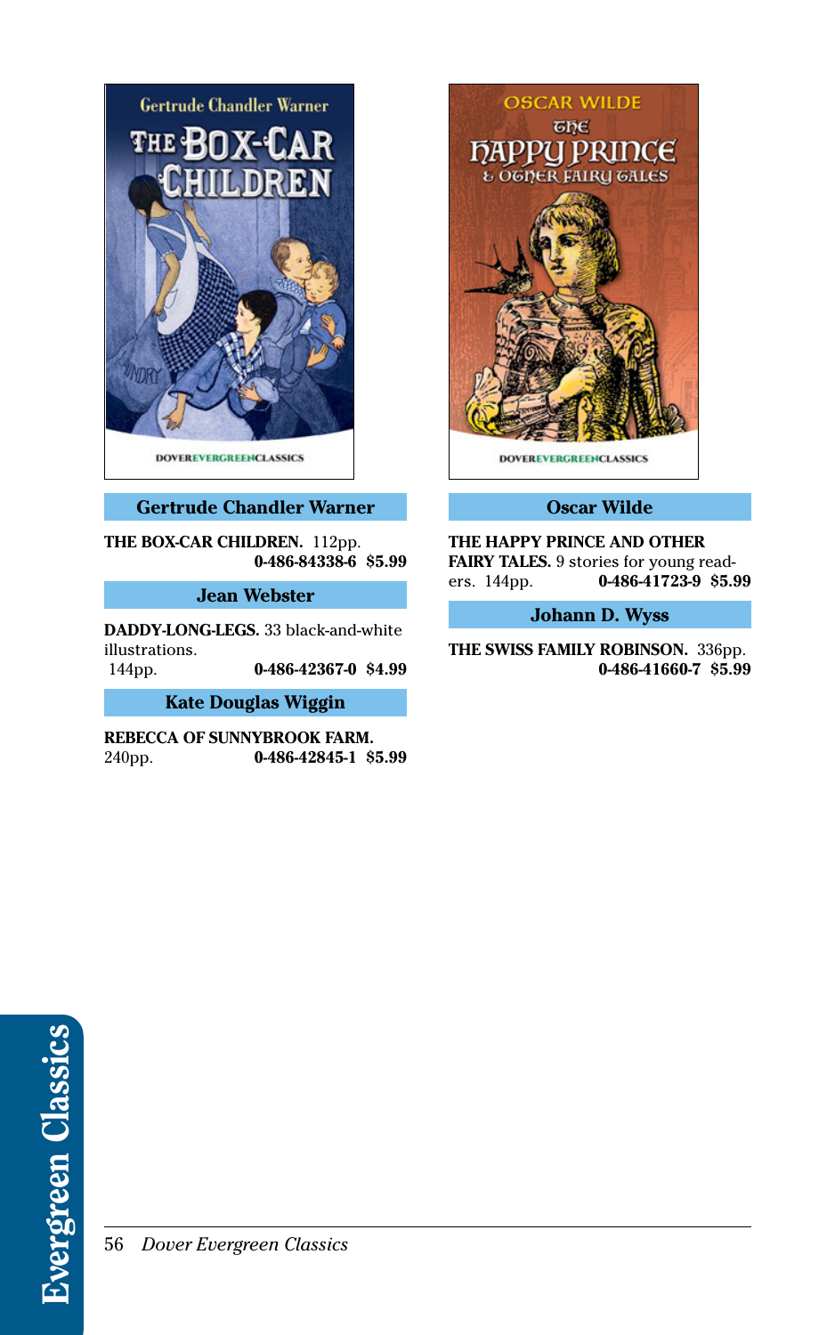## Gertrude Chandler Warner

**THE BOX-CAR CHILDREN.** 112pp.
**0-486-84338-6 $5.99**

## Jean Webster

**DADDY-LONG-LEGS.** 33 black-and-white illustrations.
144pp. **0-486-42367-0 $4.99**

## Kate Douglas Wiggin

**REBECCA OF SUNNYBROOK FARM.**
240pp. **0-486-42845-1 $5.99**

## Oscar Wilde

**THE HAPPY PRINCE AND OTHER FAIRY TALES.** 9 stories for young readers. 144pp. **0-486-41723-9 $5.99**

## Johann D. Wyss

**THE SWISS FAMILY ROBINSON.** 336pp.
**0-486-41660-7 $5.99**